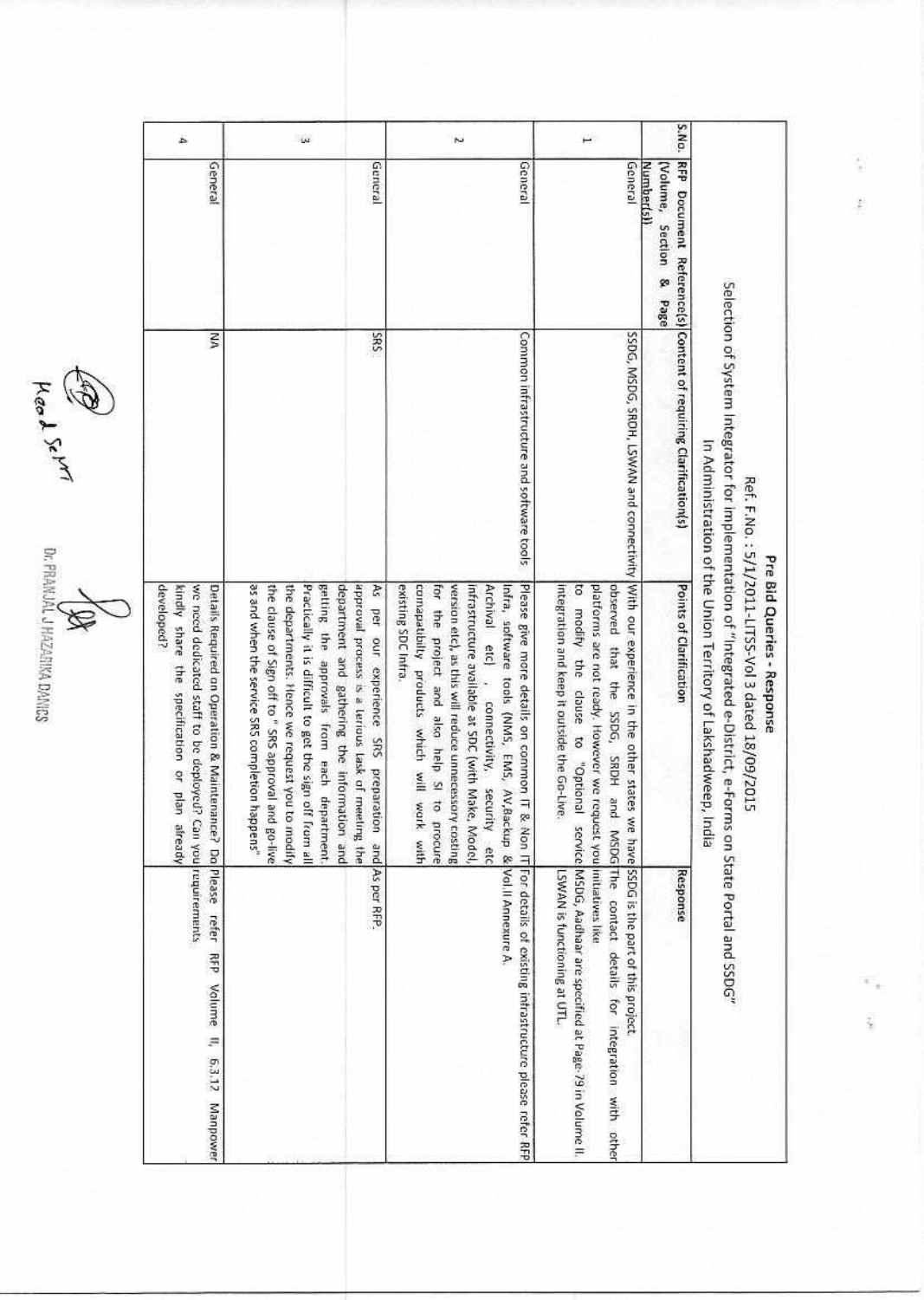# Pre Bid Queries - Response

Ref. F.No. : 5/1/2011-LITSS-Vol 3 dated 18/09/2015

Selection of System Integrator for implementation of "Integrated e-District, e-Forms on State Portal and SSDG" In Administration of the Union Territory of Lakshadweep, India

| S.No. | RFP Document Reference(s) (Volume, Section & Page Number(s)) | Content of requiring Clarification(s) | Points of Clarification | Response |
|---|---|---|---|---|
| 1 | General | SSDG, MSDG, SRDH, LSWAN and connectivity | With our experience in the other states we have observed that the SSDG, SRDH and MSDG platforms are not ready. However we request you to modify the clause to "Optional service integration and keep it outside the Go-Live. | SSDG is the part of this project. The contact details for integration with other initiatives like MSDG, Aadhaar are specified at Page-79 in Volume II. LSWAN is functioning at UTL. |
| 2 | General | Common infrastructure and software tools | Please give more details on common IT & Non IT Infra, software tools (NMS, EMS, AV,Backup & Archival etc) , connectivity, security etc infrastructure available at SDC (with Make, Model, version etc), as this will reduce unnecessary costing for the project and also help SI to procure comapatibilty products which will work with existing SDC Infra. | For details of existing infrastructure please refer RFP Vol.II Annexure A. |
| 3 | General | SRS | As per our experience SRS preparation and approval process is a tedious task of meeting the department and gathering the information and getting the approvals from each department. Practically it is difficult to get the sign off from all the departments. Hence we request you to modify the clause of Sign off to " SRS approval and go-live as and when the service SRS completion happens" | As per RFP. |
| 4 | General | NA | Details Required on Operation & Maintenance? Do we need dedicated staff to be deployed? Can you kindly share the specification or plan already developed? | Please refer RFP Volume II, 6.3.12 Manpower requirements |

Head Secy

Dr. PRANJAL J HAZARIKA DANICS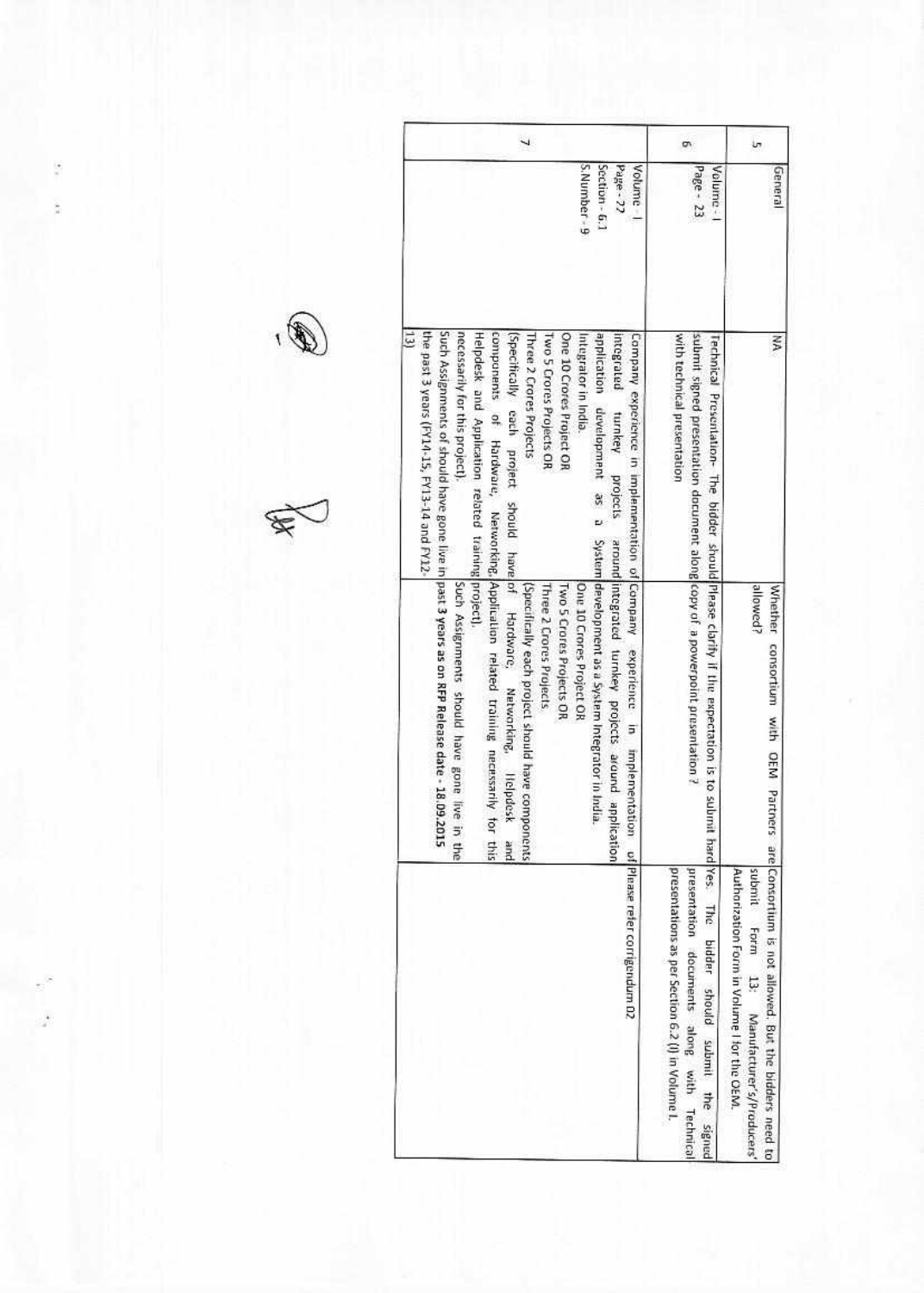| 5 | General | NA | Whether consortium with OEM Partners are allowed? | Consortium is not allowed. But the bidders need to submit Form 13: Manufacturer's/Producers' Authorization Form in Volume I for the OEM. |
|---|---|---|---|---|
| 6 | Volume - I Page - 23 | Technical Presentation- The bidder should submit signed presentation document along with technical presentation | Please clarify if the expectation is to submit hard copy of a powerpoint presentation ? | Yes. The bidder should submit the signed presentation documents along with Technical presentations as per Section 6.2 (I) in Volume I. |
| 7 | Volume - I Page - 22 Section - 6.1 S.Number - 9 | Company experience in implementation of integrated turnkey projects around application development as a System Integrator in India. One 10 Crores Project OR Two 5 Crores Projects OR Three 2 Crores Projects (Specifically each project should have components of Hardware, Networking, Helpdesk and Application related training necessarily for this project). Such Assignments of should have gone live in the past 3 years (FY14-15, FY13-14 and FY12-13) | Company experience in implementation of integrated turnkey projects around application development as a System Integrator in India. One 10 Crores Project OR Two 5 Crores Projects OR Three 2 Crores Projects (Specifically each project should have components of Hardware, Networking, Helpdesk and Application related training necessarily for this project). Such Assignments should have gone live in the **past 3 years as on RFP Release date - 18.09.2015** | Please refer corrigendum 02 |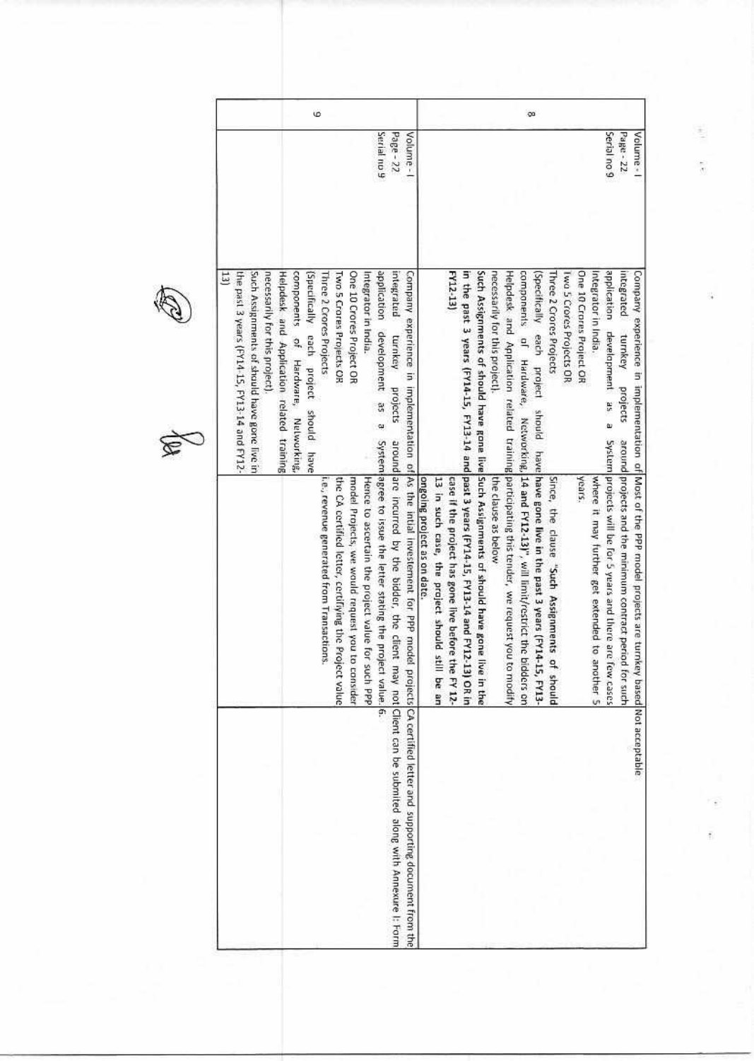| 8 | Volume - I Page - 22 Serial no 9 | Company experience in implementation of integrated turnkey projects around application development as a System Integrator in India. One 10 Crores Project OR Two 5 Crores Projects OR Three 2 Crores Projects (Specifically each project should have components of Hardware, Networking, Helpdesk and Application related training necessarily for this project). Such Assignments of should have gone live in the past 3 years (FY14-15, FY13-14 and FY12-13) | Most of the PPP model projects are turnkey based projects and the minimum contract period for such projects will be for 5 years and there are few cases where it may further get extended to another 5 years. Since, the clause **"Such Assignments of should have gone live in the past 3 years (FY14-15, FY13-14 and FY12-13)"**, will limit/restrict the bidders on participating this tender, we request you to modify the clause as below **Such Assignments of should have gone live in the past 3 years (FY14-15, FY13-14 and FY12-13) OR in case if the project has gone live before the FY 12-13 in such case, the project should still be an ongoing project as on date.** | Not acceptable |
|---|---|---|---|---|
| 9 | Volume - I Page - 22 Serial no 9 | Company experience in implementation of integrated turnkey projects around application development as a System Integrator in India. One 10 Crores Project OR Two 5 Crores Projects OR Three 2 Crores Projects (Specifically each project should have components of Hardware, Networking, Helpdesk and Application related training necessarily for this project). Such Assignments of should have gone live in the past 3 years (FY14-15, FY13-14 and FY12-13) | As the intial investement for PPP model projects are incurred by the bidder, the client may not agree to issue the letter stating the project value. Hence to ascertain the project value for such PPP model Projects, we would request you to consider the CA certified letter, certifying the Project value i.e., revenue generated from Transactions. | CA certified letter and supporting document from the Client can be submited along with Annexure I: Form 6. |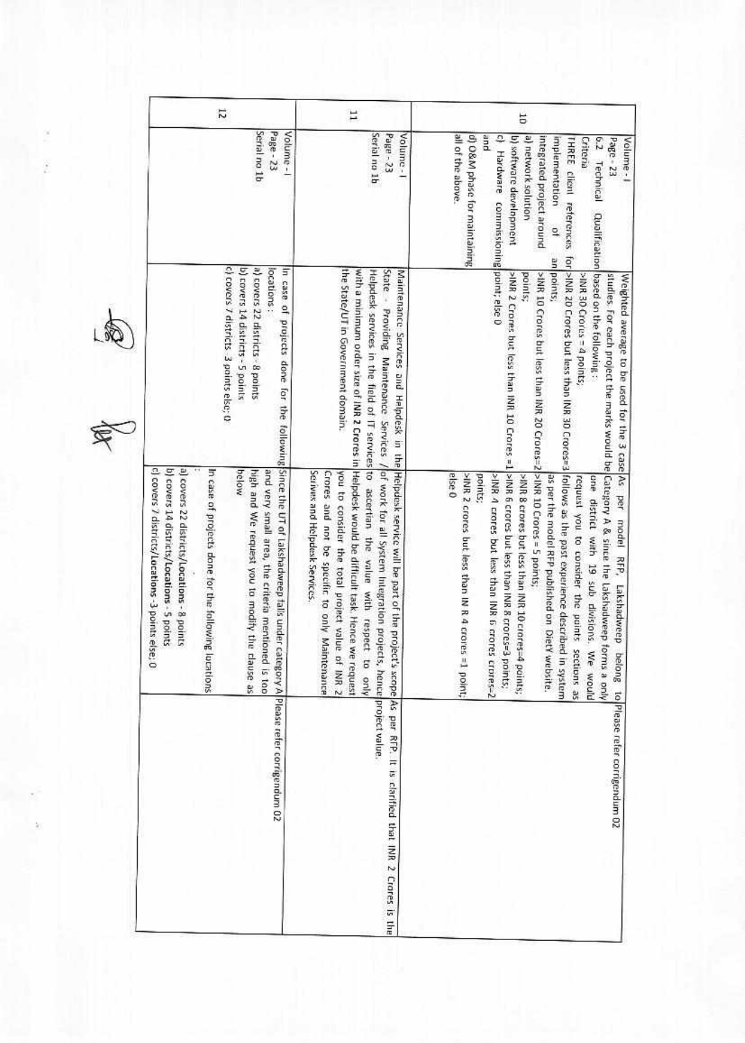| | | | | |
|---|---|---|---|---|
| 10 | Volume - I<br>Page - 23<br>6.2 Technical Qualification Criteria<br>THREE client references for implementation of an integrated project around<br>a) network solution<br>b) software development<br>c) Hardware commissioning and<br>d) O&M phase for maintaining all of the above. | Weighted average to be used for the 3 case studies. For each project the marks would be based on the following :<br>>INR 30 Crores = 4 points;<br>>INR 20 Crores but less than INR 30 Crores=3 points;<br>>INR 10 Crores but less than INR 20 Crores=2 points;<br>>INR 2 Crores but less than INR 10 Crores =1 point; else 0 | As per model RFP, Lakshadweep belong to Catgory A & since the Lakshadweep forms a only one district with 19 sub divisions. We would request you to consider the points sections as follows as the past experience described in system as per the model RFP published on DietY website.<br>>INR 10 Crores = 5 points;<br>>INR 8 crores but less than INR 10 crores=4 points;<br>>INR 6 crores but less than INR 8 crores=3 points;<br>>INR 4 crores but less than INR 6 crores crores=2 points;<br>>INR 2 crores but less than IN R 4 crores =1 point; else 0 | Please refer corrigendum 02 |
| 11 | Volume - I<br>Page - 23<br>Serial no 1b | Maintenance Services and Helpdesk in the State - Providing Maintenance Services / Helpdesk services in the field of IT services with a minimum order size of **INR 2 Crores** in the State/UT in Government domain. | Helpdesk service will be part of the project's scope of work for all System Integration projects, hence to ascertain the value with respect to only Helpdesk would be difficult task. Hence we request you to consider the total project value of INR 2 Crores and not be specific to only Maintenance Scrives and Helpdesk Services. | As per RFP. It is clarified that INR 2 Crores is the project value. |
| 12 | Volume - I<br>Page - 23<br>Serial no 1b | In case of projects done for the following locations :<br>a) covers 22 districts - 8 points<br>b) covers 14 districts - 5 points<br>c) covers 7 districts 3 points else; 0 | Since the UT of Lakshadweep falls under category A and very small area, the criteria mentioned is too high and We request you to modify the clause as below<br><br>In case of projects done for the following locations :<br>a) covers 22 districts/**Locations** - 8 points<br>b) covers 14 districts/**Locations** - 5 points<br>c) covers 7 districts/**Locations** -3 points else; 0 | Please refer corrigendum 02 |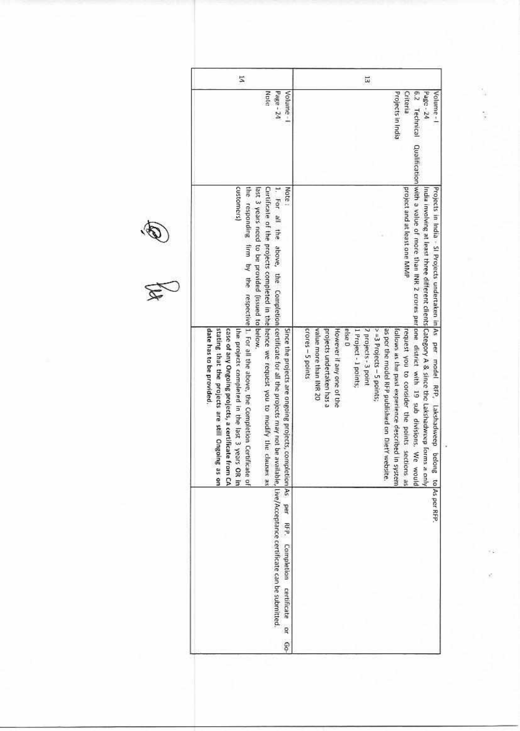| 13 | Volume - I<br>Page - 24<br>6.2 Technical Qualification Criteria<br>Projects in India | Projects in India - SI Projects undertaken in India involving at least three different clients with a value of more than INR 2 crores per project and at least one MMP | As per model RFP, Lakshadweep belong to Category A & since the Lakshadweep forms a only one district with 19 sub divisions. We would request you to consider the points sections as follows as the past experience described in system as per the model RFP published on DietY website.<br>>=3 Projects – 5 points;<br>2 projects - 3 point<br>1 Project - 1 points;<br>else 0<br>However if any one of the projects undertaken has a value more than INR 20 crores – 5 points | As per RFP. |
|---|---|---|---|---|
| 14 | Volume - I<br>Page - 24<br>Note | Note :<br>1. For all the above, the Completion Certificate of the projects completed in the last 3 years need to be provided (issued to the responding firm by the respective customers) | Since the projects are ongoing projects, completion certificate for all the projects may not be available, hence we request you to modify the clauses as below.<br>1. For all the above, the Completion Certificate of the projects completed in the last 3 years **OR In case of any Ongoing projects, a certificate from CA stating that the projects are still Ongoing as on date has to be provided.** | As per RFP. Completion certificate or Go-Live/Acceptance certificate can be submitted. |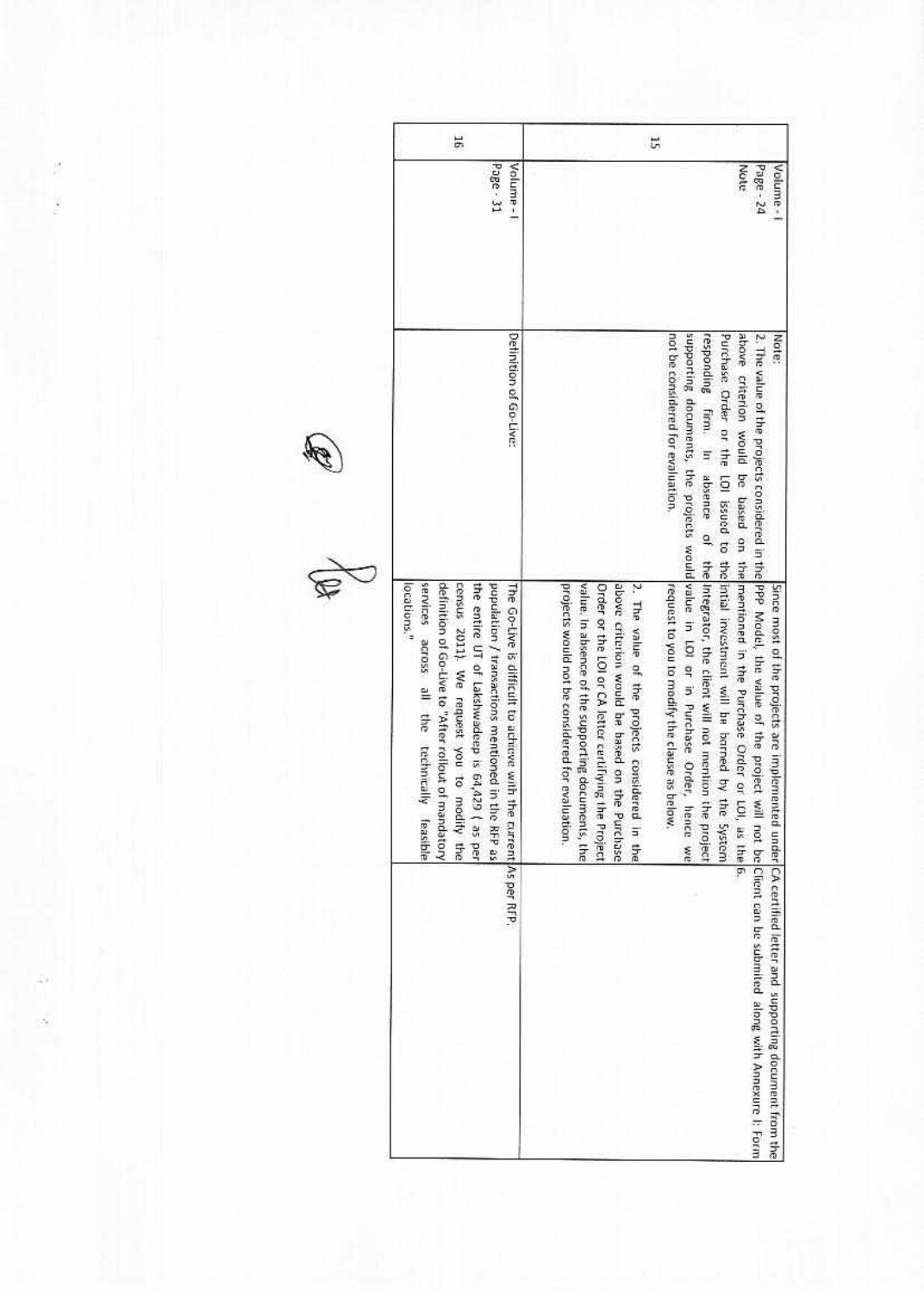| | | | | |
|---|---|---|---|---|
| 15 | Volume - I<br>Page - 24<br>Note | Note:<br>2. The value of the projects considered in the above criterion would be based on the Purchase Order or the LOI issued to the responding firm. In absence of the supporting documents, the projects would not be considered for evaluation. | Since most of the projects are implemented under PPP Model, the value of the project will not be mentioned in the Purchase Order or LOI, as the intial investment will be borned by the System Integrator, the client will not mention the project value in LOI or in Purchase Order, hence we request to you to modify the clause as below.<br><br>2. The value of the projects considered in the above criterion would be based on the Purchase Order or the LOI or CA letter certifying the Project value. In absence of the supporting documents, the projects would not be considered for evaluation. | CA certified letter and supporting document from the Client can be submited along with Annexure I: Form 6. |
| 16 | Volume - I<br>Page - 31 | Definition of Go-Live: | The Go-Live is difficult to achieve with the current population / transactions mentioned in the RFP as the entire UT of Lakshwadeep is 64,429 ( as per census 2011). We request you to modify the definition of Go-Live to "After rollout of mandatory services across all the technically feasible locations." | As per RFP. |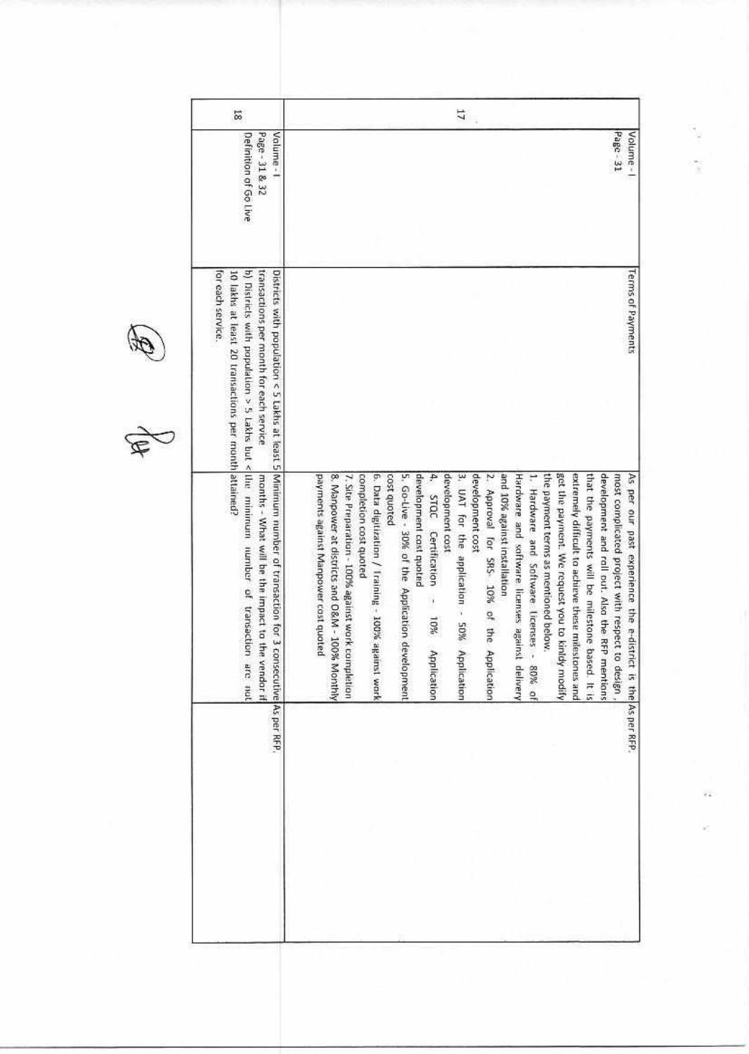| | | | | |
|---|---|---|---|---|
| 17 | Volume - I<br>Page - 31 | Terms of Payments | As per our past experience the e-district is the most complicated project with respect to design, development and roll out. Also the RFP mentions that the payments will be milestone based. It is extremely difficult to achieve these milestones and get the payment. We request you to kindly modify the payment terms as mentioned below.<br>1. Hardware and Software licenses - 80% of Hardware and software licenses against delivery and 10% against installation<br>2. Approval for SRS- 10% of the Application development cost<br>3. UAT for the application - 50% Application development cost<br>4. STQC Certification - 10% Application development cost quoted<br>5. Go-Live - 30% of the Application development cost quoted<br>6. Data digitization / Training - 100% against work completion cost quoted<br>7. Site Preparation - 100% against work completion<br>8. Manpower at districts and O&M - 100% Monthly payments against Manpower cost quoted | As per RFP. |
| 18 | Volume - I<br>Page - 31 & 32<br>Definition of Go Live | Districts with population < 5 Lakhs at least 5 transactions per month for each service<br>b) Districts with population > 5 Lakhs but < 10 lakhs at least 20 transactions per month for each service. | Minimum number of transaction for 3 consecutive months - What will be the impact to the vendor if the minimum number of transaction are not attained? | As per RFP. |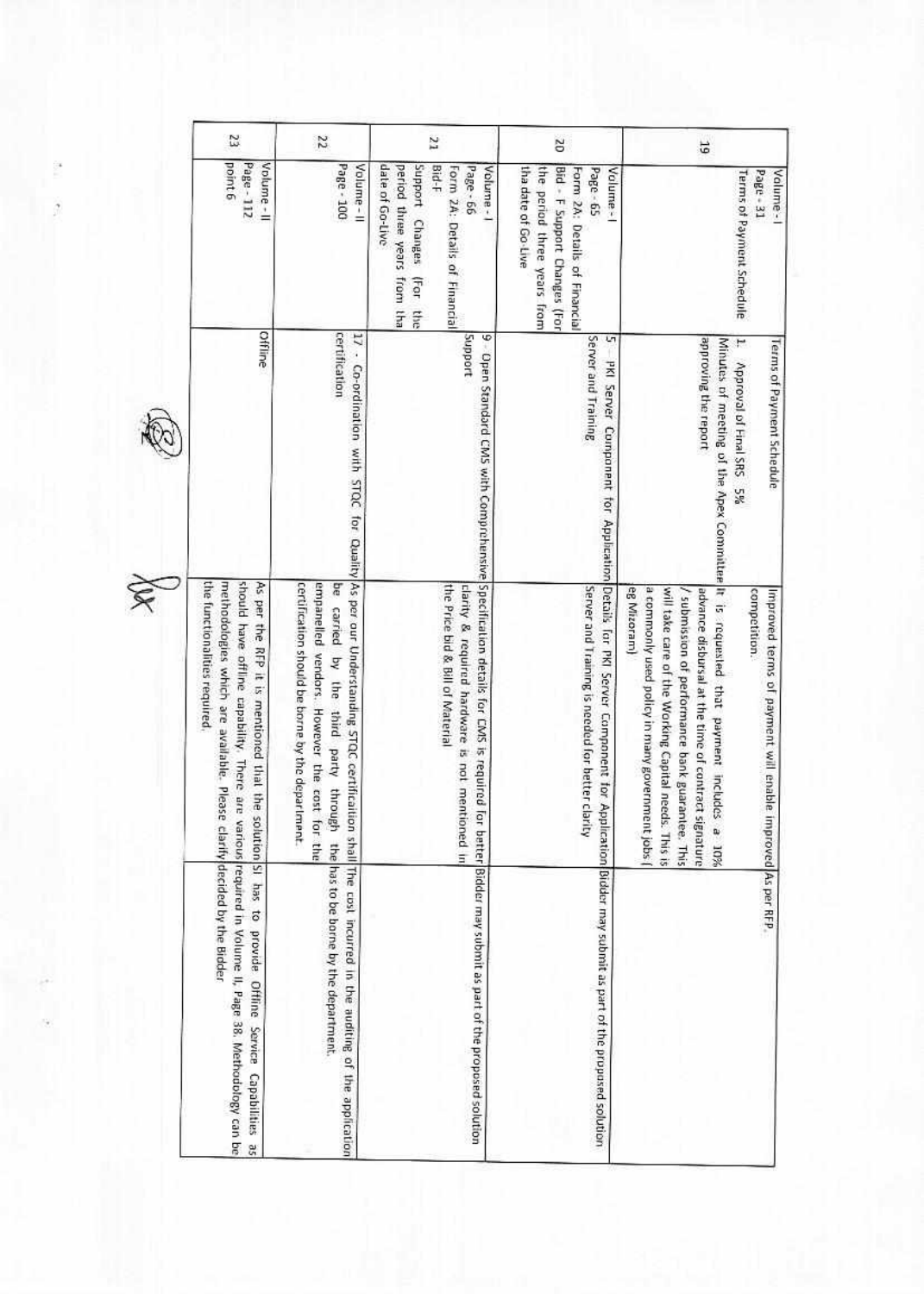| | | | | |
|---|---|---|---|---|
| | | | Improved terms of payment will enable improved competition. | As per RFP. |
| 19 | Volume - I<br>Page - 31<br>Terms of Payment Schedule | Terms of Payment Schedule<br>1. Approval of Final SRS 5%<br>Minutes of meeting of the Apex Committee approving the report | It is requested that payment includes a 10% advance disbursal at the time of contract signature / submission of performance bank guarantee. This will take care of the Working Capital needs. This is a commonly used policy in many government jobs ( eg Mizoram) | |
| 20 | Volume - I<br>Page - 65<br>Form 2A: Details of Financial Bid - F Support Changes (For the period three years from tha date of Go-Live | 5 - PKI Server Component for Application Server and Training | Details for PKI Server Component for Application Server and Training is needed for better clarity | Bidder may submit as part of the proposed solution |
| 21 | Volume - I<br>Page - 66<br>Form 2A: Details of Financial Bid-F<br>Support Changes (for the period three years from tha date of Go-Live | 9 - Open Standard CMS with Comprehensive Support | Specification details for CMS is required for better clarity & required hardware is not mentioned in the Price bid & Bill of Material | Bidder may submit as part of the proposed solution |
| 22 | Volume - II<br>Page - 100 | 17 - Co-ordination with STQC for Quality certification | As per our Understanding STQC certification shall be carried by the third party through the empanelled vendors. However the cost for the certification should be borne by the department. | The cost incurred in the auditing of the application has to be borne by the department. |
| 23 | Volume - II<br>Page - 112<br>point 6 | Offline | As per the RFP it is mentioned that the solution should have offline capability. There are various methodologies which are available. Please clarify the functionalities required. | SI has to provide Offline Service Capabilities as required in Volume II, Page 38. Methodology can be decided by the Bider |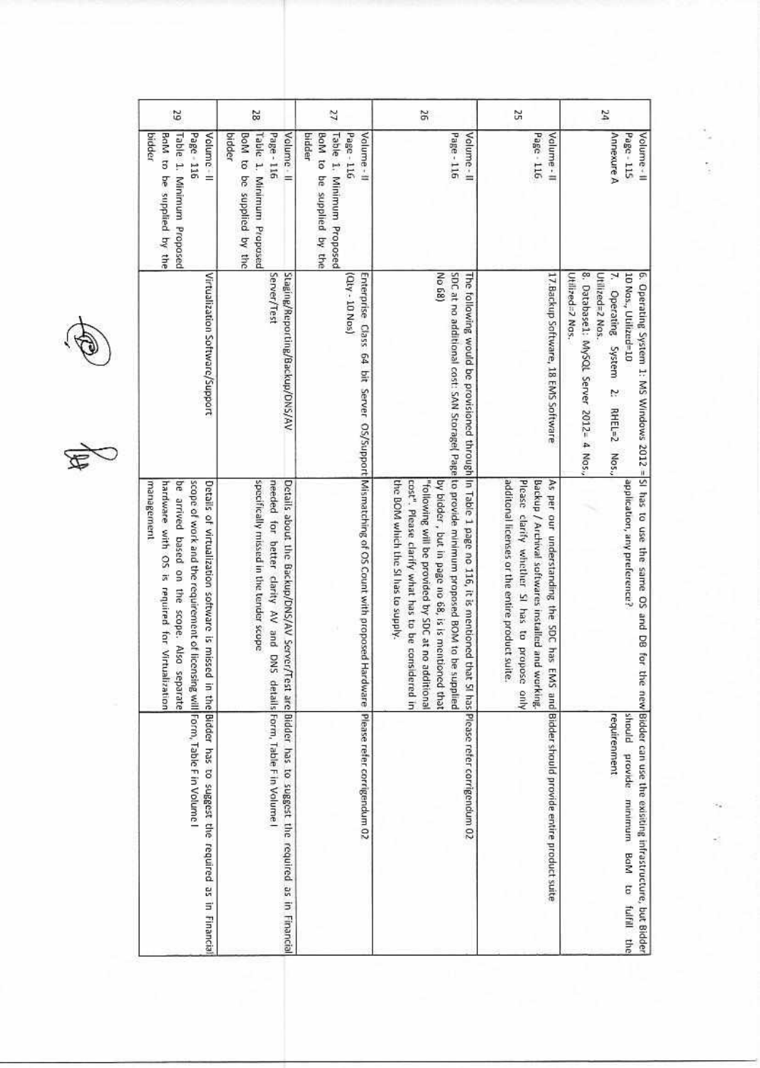| 24 | Volume - II<br>Page - 115<br>Annexure A | 6. Operating System 1: MS Windows 2012 = 10 Nos., Utilized=10<br>7. Operating System 2: RHEL=2 Nos., Utilized=2 Nos.<br>8. Database1: MySQL Server 2012= 4 Nos., Utilized=? Nos. | SI has to use the same OS and DB for the new application, any preference? | Bidder can use the exisiting infrastructure, but Bidder should provide minimum BoM to fulfil the requirement |
|---|---|---|---|---|
| 25 | Volume - II<br>Page - 116 | 17.Backup Software, 18 EMS Software | As per our understanding the SDC has EMS and Backup / Archival softwares installed and working. Please clarify whether SI has to propose only additonal licenses or the entire product suite. | Bidder should provide entire product suite |
| 26 | Volume - II<br>Page - 116 | The following would be provisioned through SDC at no additional cost: SAN Storage( Page No 68) | In Table 1 page no 116, it is mentioned that SI has to provide minimum proposed BOM to be supplied by bidder , but in page no 68, is mentioned that "following will be provided by SDC at no additional cost". Please clarify what has to be considered in the BOM which the SI has to supply. | Please refer corrigendum 02 |
| 27 | Volume - II<br>Page - 116<br>Table 1. Minimum Proposed BoM to be supplied by the bidder | Enterprise Class 64 bit Server OS/Support (Qty - 10 Nos) | Mismatching of OS Count with proposed Hardware | Please refer corrigendum 02 |
| 28 | Volume - II<br>Page - 116<br>Table 1. Minimum Proposed BoM to be supplied by the bidder | Staging/Reporting/Backup/DNS/AV Server/Test | Details about the Backup/DNS/AV Server/Test are needed for better clarity AV and DNS details specifically missed in the tender scope | Bidder has to suggest the required as in Financial Form, Table F in Volume I |
| 29 | Volume - II<br>Page - 116<br>Table 1. Minimum Proposed BoM to be supplied by the bidder | Virtualization Software/Support | Details of virtualization software is missed in the scope of work and the requirement of licensing will be arrived based on the scope. Also separate hardware with OS is required for Virtualization management. | Bidder has to suggest the required as in Financial Form, Table F in Volume I |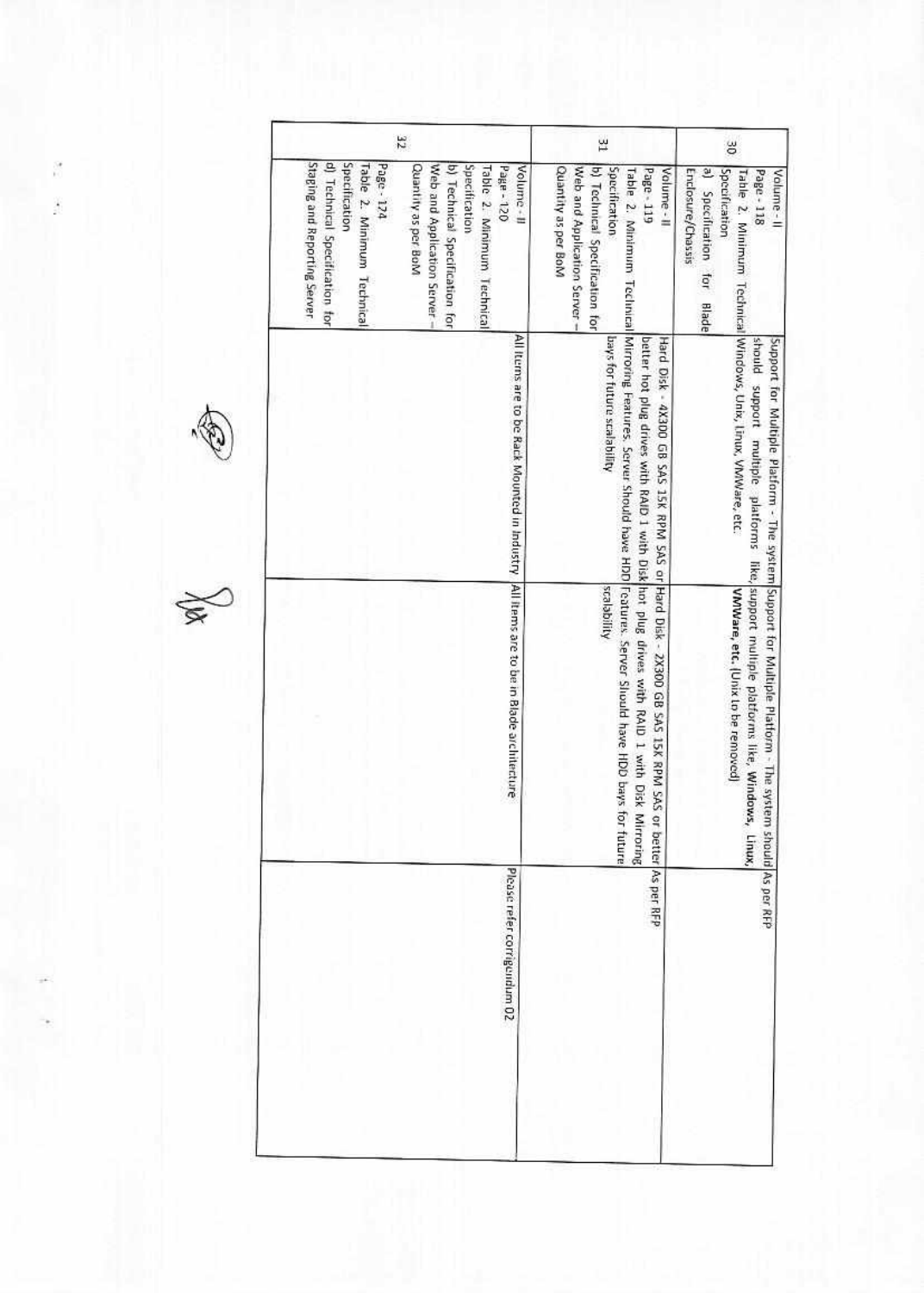| 30 | Volume - II Page - 118 Table 2. Minimum Technical Specification a) Specification for Blade Enclosure/Chassis | Support for Multiple Platform - The system should support multiple platforms like, Windows, Unix, Linux, VMWare, etc. | Support for Multiple Platform - The system should support multiple platforms like, **Windows, Linux, VMWare, etc. (Unix to be removed)** | As per RFP |
|---|---|---|---|---|
| 31 | Volume - II Page - 119 Table 2. Minimum Technical Specification b) Technical Specification for Web and Application Server – Quantity as per BoM | Hard Disk - 4X300 GB SAS 15K RPM SAS or better hot plug drives with RAID 1 with Disk Mirroring Features. Server Should have HDD bays for future scalability | Hard Disk - 2X300 GB SAS 15K RPM SAS or better hot plug drives with RAID 1 with Disk Mirroring Features. Server Should have HDD bays for future scalability | As per RFP |
| 32 | Volume - II Page - 120 Table 2. Minimum Technical Specification b) Technical Specification for Web and Application Server – Quantity as per BoM<br><br>Page - 124 Table 2. Minimum Technical Specification d) Technical Specification for Staging and Reporting Server | All Items are to be Rack Mounted in Industry | All Items are to be in Blade architecture | Please refer corrigendum 02 |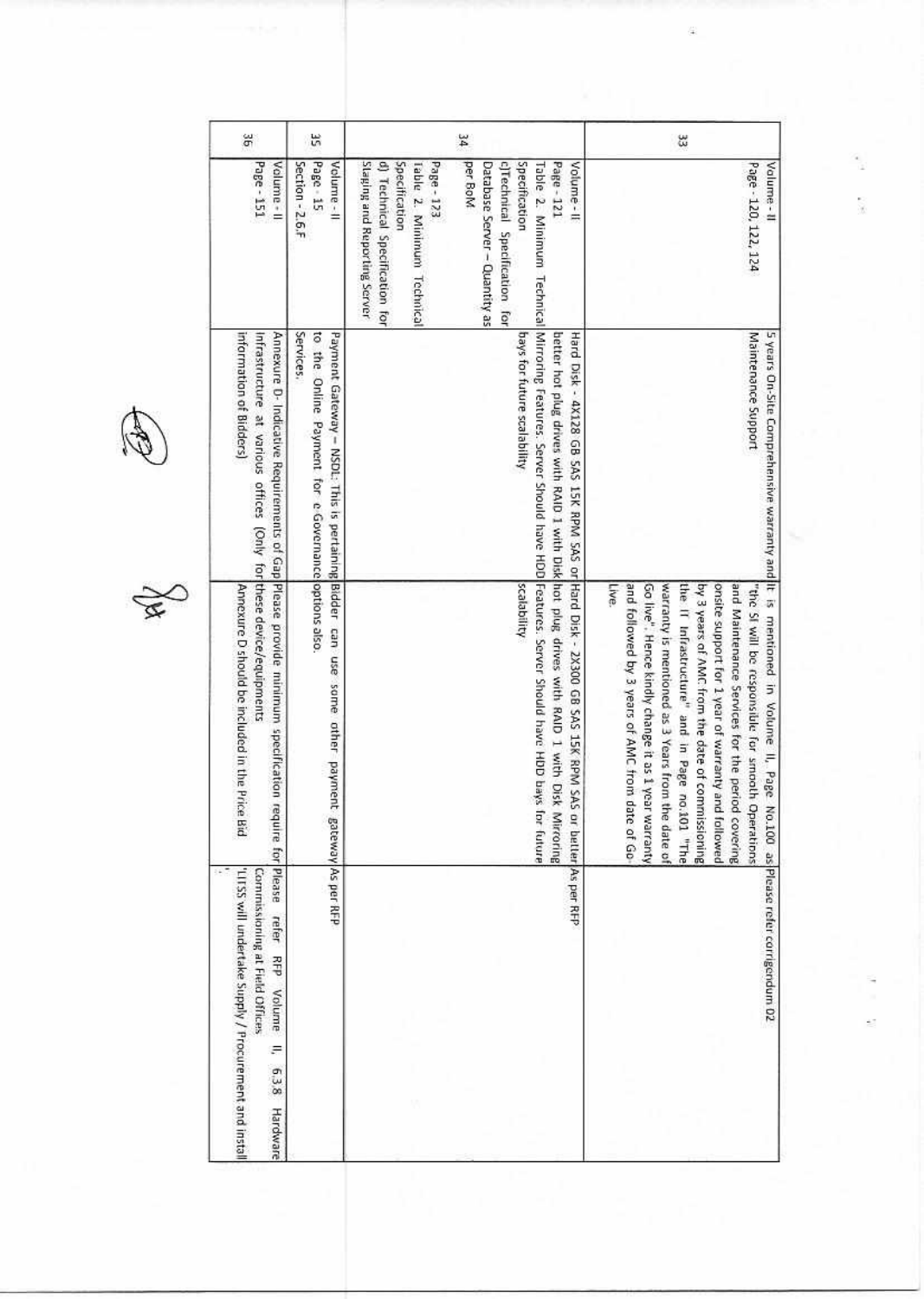| 33 | Volume - II<br>Page - 120, 122, 124 | 5 years On-Site Comprehensive warranty and Maintenance Support | It is mentioned in Volume II, Page No.100 as "the SI will be responsible for smooth Operations and Maintenance Services for the period covering onsite support for 1 year of warranty and followed by 3 years of AMC from the date of commissioning the IT Infrastructure" and in Page no.101 "The warranty is mentioned as 3 Years from the date of Go live". Hence kindly change it as 1 year warranty and followed by 3 years of AMC from date of Go-Live. | Please refer corrigendum 02 |
|---|---|---|---|---|
| 34 | Volume - II<br>Page - 121<br>Table 2. Minimum Technical Specification<br>c)Technical Specification for Database Server – Quantity as per BoM<br><br>Page - 123<br>Table 2. Minimum Technical Specification<br>d) Technical Specification for Staging and Reporting Server | Hard Disk - 4X128 GB SAS 15K RPM SAS or better hot plug drives with RAID 1 with Disk Mirroring Features. Server Should have HDD bays for future scalability | Hard Disk - 2X300 GB SAS 15K RPM SAS or better hot plug drives with RAID 1 with Disk Mirroring Features. Server Should have HDD bays for future scalability | As per RFP |
| 35 | Volume - II<br>Page - 15<br>Section - 2.6.F | Payment Gateway – NSDL: This is pertaining to the Online Payment for e Governance Services. | Bidder can use some other payment gateway options also. | As per RFP |
| 36 | Volume - II<br>Page - 151 | Annexure D- Indicative Requirements of Gap Infrastructure at various offices (Only for information of Bidders) | Please provide minimum specification require for these device/equipments<br>Annexure D should be included in the Price Bid | Please refer RFP Volume II, 6.3.8 Hardware Commissioning at Field Offices<br>"LIISS will undertake Supply / Procurement and install |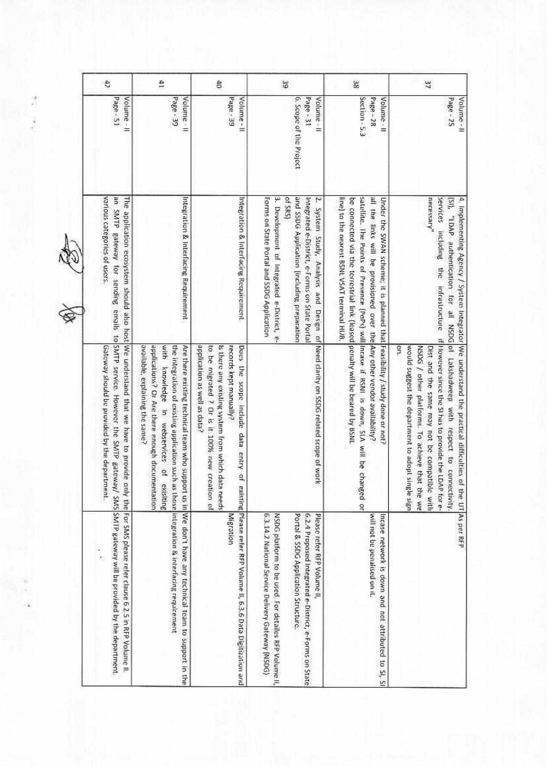| 37 | Volume - II Page - 25 | 4. Implementing Agency / System Integrator (SI), "LDAP authentication for all NSDG services including the infrastructure if necessary" | We understand the practical difficulties of the UT of Lakshadweep with respect to connectivity. However since the SI has to provide the LDAP for e-Dist and the same may not be compatible with NSDG / other platforms. To achieve that the we would suggest the department to adopt single sign on. | As per RFP |
|---|---|---|---|---|
| 38 | Volume - II Page - 28 Section - 5.3 | Under the SWAN scheme; it is planned that all the links will be provisioned over the satellite. The Points of Presence (PoPs) will be connected via the terrestrial link (leased line) to the nearest BSNL VSAT terminal HUB. | Feasibility / study done or not? Any other vendor availability? Incase if BSNL is down, SLA will be changed or penalty will be beared by BSNL. | Incase network is down and not attributed to SI, SI will not be penalised on it. |
| 39 | Volume - II Page - 31 6. Scope of the Project | 2. System Study, Analysis and Design of Integrated e-District, e-forms on State Portal and SSDG Application (including preparation of SRS) 3. Development of Integrated e-District, e-Forms on State Portal and SSDG Application | Need clarity on SSDG related scope of work | Please refer RFP Volume II, 6.2.4 Proposed Integrated e-District, e-Forms on State Portal & SSDG Application Structure. NSDG platform to be used. For detailes RFP Volume II, 6.3.14.2 National Service Delivery Gateway (NSDG) |
| 40 | Volume - II Page - 39 | Integration & Interfacing Requirement | Does the scope include data entry of existing records kept manually? Is there any existing system from which data needs to be migrated ? Or is it 100% new creation of application as well as data? | Please refer RFP Volume II, 6.3.6 Data Digitization and Migration |
| 41 | Volume - II Page - 39 | Integration & Interfacing Requirement | Are there existing technical team who support us in the integration of existing application such as those with knowledge in webservices of exisiting applications? Or Are there enough documentation available, explaining the same? | We don't have any technical team to support in the integration & interfacing requirement |
| 42 | Volume - II Page - 51 | The application ecosystem should also host an SMTP gateway for sending emails to various categories of users. | We understand that we have to provide only the SMTP service. However the SMTP gateway/ SMS Gateway should be provided by the department. | For SMS please refer clause 6.2.5 in RFP Volume II. SMTP gateway will be provided by the department. |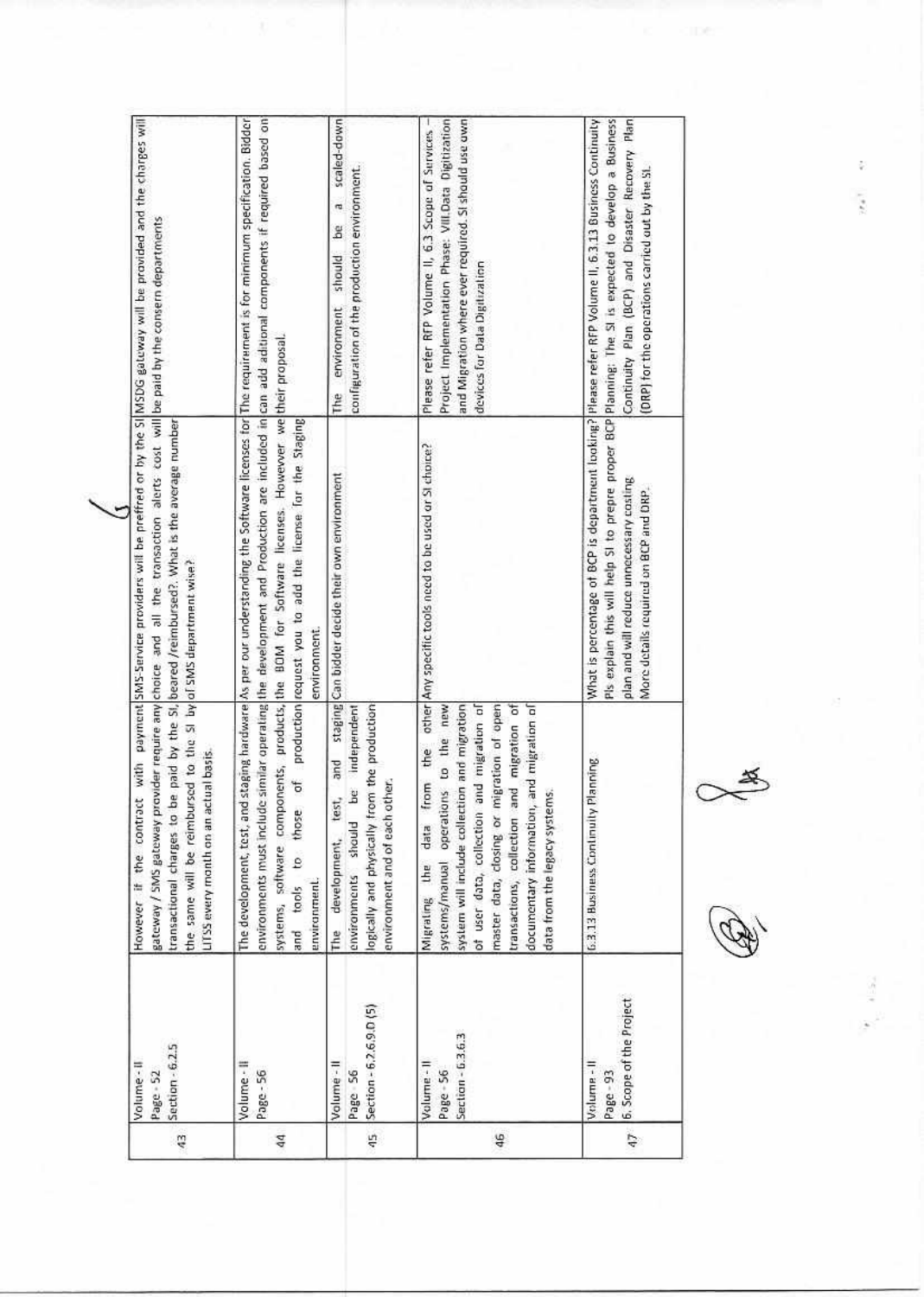| 43 | Volume - II<br>Page - 52<br>Section - 6.2.5 | However if the contract with payment gateway / SMS gateway provider require any transactional charges to be paid by the SI, the same will be reimbursed to the SI by LITSS every month on an actual basis. | SMS-Service providers will be preffred or by the SI choice and all the transaction alerts cost will beared /reimbursed?. What is the average number of SMS department wise? | MSDG gateway will be provided and the charges will be paid by the consern departments |
|---|---|---|---|---|
| 44 | Volume - II<br>Page - 56 | The development, test, and staging hardware environments must include similar operating systems, software components, products, and tools to those of production environment. | As per our understanding the Software licenses for the development and Production are included in the BOM for Software licenses. However we request you to add the license for the Staging environment. | The requirement is for minimum specification. Bidder can add aditional components if required based on their proposal. |
| 45 | Volume - II<br>Page 56<br>Section - 6.2.6.9.D (5) | The development, test, and staging environments should be independent logically and physically from the production environment and of each other. | Can bidder decide their own environment | The environment should be a scaled-down configuration of the production environment. |
| 46 | Volume - II<br>Page - 56<br>Section - 6.3.6.3 | Migrating the data from the other systems/manual operations to the new system will include collection and migration of user data, collection and migration of master data, closing or migration of open transactions, collection and migration of documentary information, and migration of data from the legacy systems. | Any specific tools need to be used or SI choice? | Please refer RFP Volume II, 6.3 Scope of Services – Project Implementation Phase: VIII.Data Digitization and Migration where ever required. SI should use own devices for Data Digitization |
| 47 | Volume - II<br>Page - 93<br>6. Scope of the Project | 6.3.13 Business Continuity Planning | What is percentage of BCP is department looking? Pls explain this will help SI to prepre proper BCP plan and will reduce unnecessary costing<br>More details required on BCP and DRP. | Please refer RFP Volume II, 6.3.13 Business Continuity Planning: The SI is expected to develop a Business Continuity Plan (BCP) and Disaster Recovery Plan (DRP) for the operations carried out by the SI. |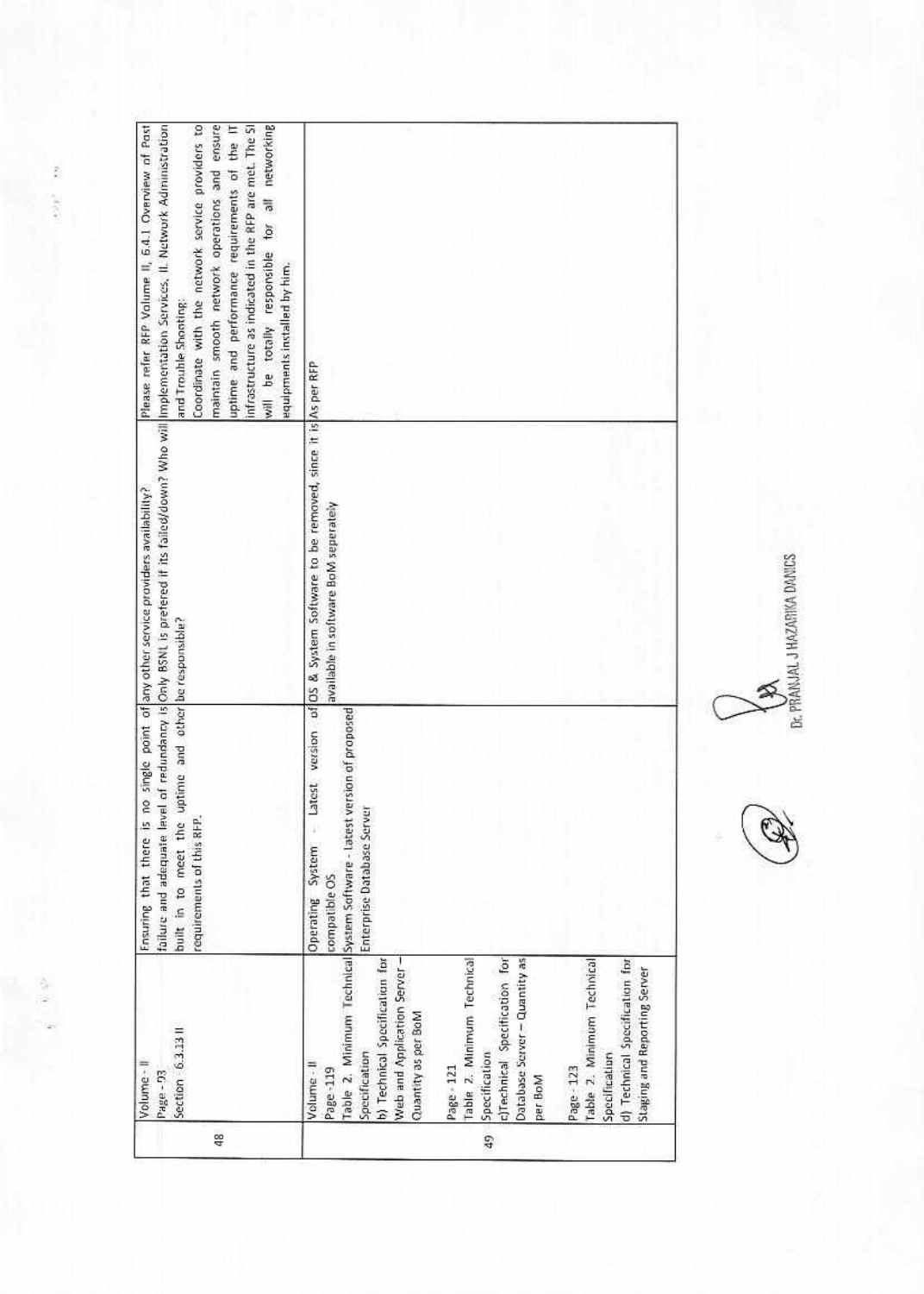| | | | | |
|---|---|---|---|---|
| 48 | Volume - II<br>Page - 93<br>Section 6.3.13 II | Ensuring that there is no single point of failure and adequate level of redundancy is built in to meet the uptime and other requirements of this RFP. | any other service providers availability?<br>Only BSNL is prefered if its failed/down? Who will be responsible? | Please refer RFP Volume II, 6.4.1 Overview of Post Implementation Services, II. Network Administration and Trouble Shooting:<br>Coordinate with the network service providers to maintain smooth network operations and ensure uptime and performance requirements of the IT infrastructure as indicated in the RFP are met. The SI will be totally responsible for all networking equipments installed by him. |
| 49 | Volume - II<br>Page - 119<br>Table 2. Minimum Technical Specification<br>b) Technical Specification for Web and Application Server – Quantity as per BoM<br><br>Page - 121<br>Table 2. Minimum Technical Specification<br>c)Technical Specification for Database Server – Quantity as per BoM<br><br>Page - 123<br>Table 2. Minimum Technical Specification<br>d) Technical Specification for Staging and Reporting Server | Operating System - Latest version of compatible OS<br>System Software - Latest version of proposed Enterprise Database Server | OS & System Software to be removed, since it is available in software BoM seperately | As per RFP |

Dr. PRANJAL J HAZARIKA DANICS